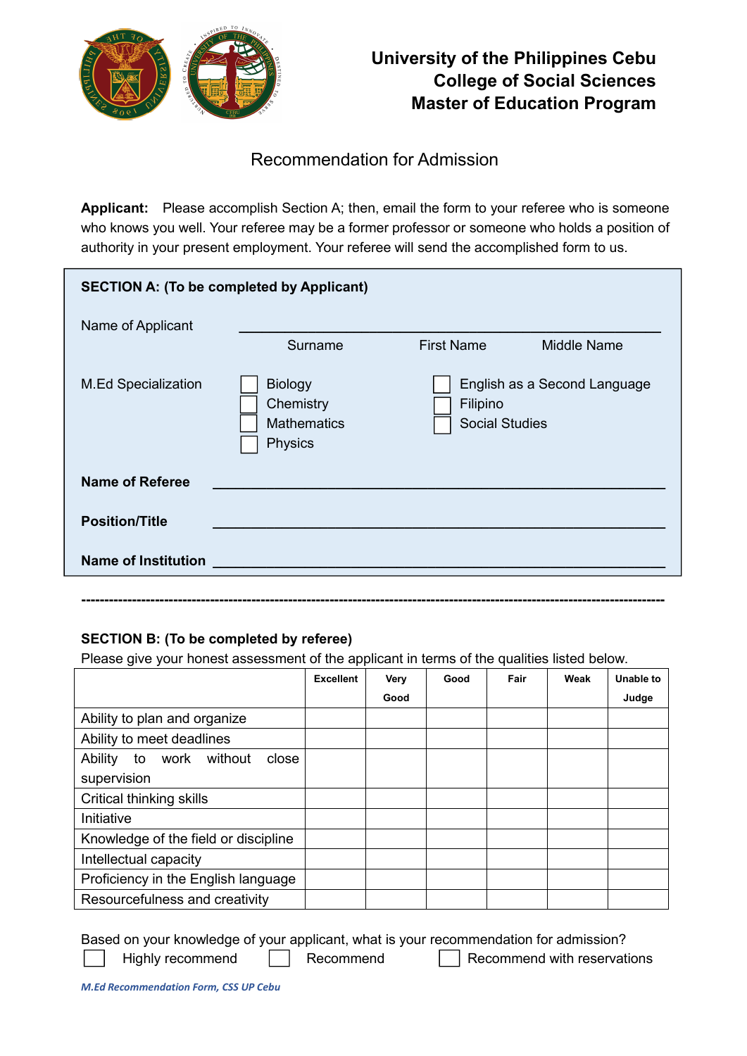# University of the Philippines Cebu
## College of Social Sciences
## Master of Education Program

### Recommendation for Admission

**Applicant:** Please accomplish Section A; then, email the form to your referee who is someone who knows you well. Your referee may be a former professor or someone who holds a position of authority in your present employment. Your referee will send the accomplished form to us.

**SECTION A: (To be completed by Applicant)**

Name of Applicant \_\_\_\_\_\_\_\_\_\_\_\_\_\_\_\_\_\_\_\_\_\_\_\_\_\_\_\_\_\_\_\_\_\_\_\_\_\_\_\_\_\_\_\_

Surname First Name Middle Name

M.Ed Specialization

- ☐ Biology
- ☐ Chemistry
- ☐ Mathematics
- ☐ Physics
- ☐ English as a Second Language
- ☐ Filipino
- ☐ Social Studies

**Name of Referee** \_\_\_\_\_\_\_\_\_\_\_\_\_\_\_\_\_\_\_\_\_\_\_\_\_\_\_\_\_\_\_\_\_\_\_\_\_\_\_\_\_\_\_\_

**Position/Title** \_\_\_\_\_\_\_\_\_\_\_\_\_\_\_\_\_\_\_\_\_\_\_\_\_\_\_\_\_\_\_\_\_\_\_\_\_\_\_\_\_\_\_\_

**Name of Institution** \_\_\_\_\_\_\_\_\_\_\_\_\_\_\_\_\_\_\_\_\_\_\_\_\_\_\_\_\_\_\_\_\_\_\_\_\_\_\_\_\_\_\_\_

------------------------------------------------------------------------------------------------------------------------

**SECTION B: (To be completed by referee)**

Please give your honest assessment of the applicant in terms of the qualities listed below.

| | Excellent | Very Good | Good | Fair | Weak | Unable to Judge |
|---|---|---|---|---|---|---|
| Ability to plan and organize | | | | | | |
| Ability to meet deadlines | | | | | | |
| Ability to work without close supervision | | | | | | |
| Critical thinking skills | | | | | | |
| Initiative | | | | | | |
| Knowledge of the field or discipline | | | | | | |
| Intellectual capacity | | | | | | |
| Proficiency in the English language | | | | | | |
| Resourcefulness and creativity | | | | | | |

Based on your knowledge of your applicant, what is your recommendation for admission?

☐ Highly recommend ☐ Recommend ☐ Recommend with reservations

*M.Ed Recommendation Form, CSS UP Cebu*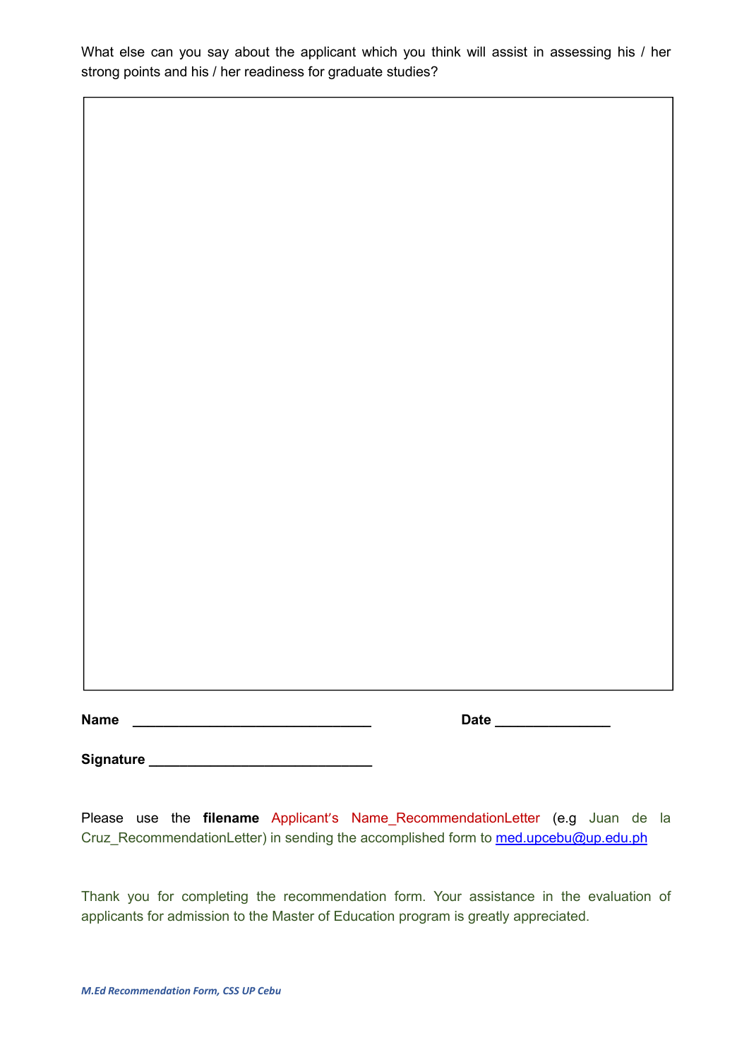What else can you say about the applicant which you think will assist in assessing his / her strong points and his / her readiness for graduate studies?

| |
|---|
| |

**Name** ________________________________ **Date** _______________

**Signature** ______________________________

Please use the **filename** Applicant's Name_RecommendationLetter (e.g Juan de la Cruz_RecommendationLetter) in sending the accomplished form to med.upcebu@up.edu.ph

Thank you for completing the recommendation form. Your assistance in the evaluation of applicants for admission to the Master of Education program is greatly appreciated.

*M.Ed Recommendation Form, CSS UP Cebu*